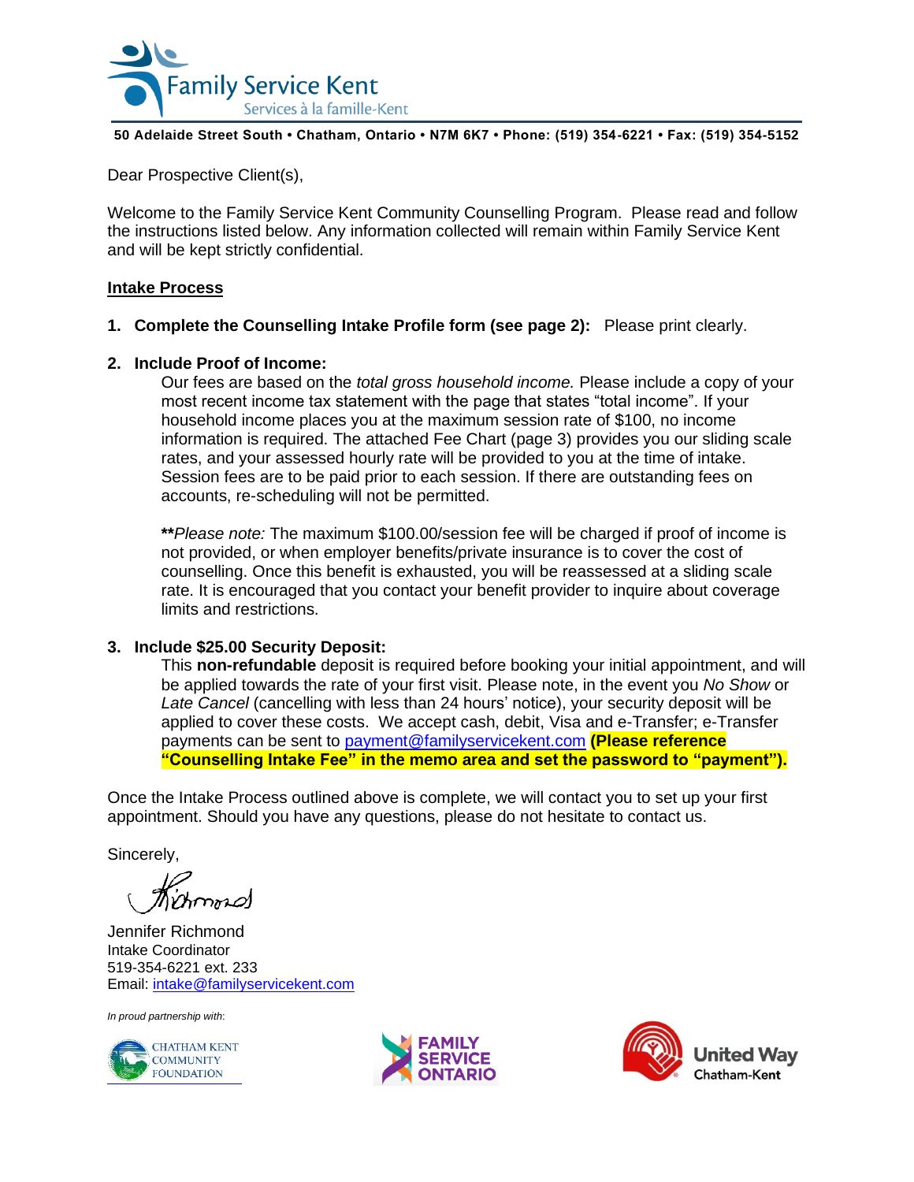Family Service Kent
Services à la famille-Kent

**50 Adelaide Street South • Chatham, Ontario • N7M 6K7 • Phone: (519) 354-6221 • Fax: (519) 354-5152**

Dear Prospective Client(s),

Welcome to the Family Service Kent Community Counselling Program. Please read and follow the instructions listed below. Any information collected will remain within Family Service Kent and will be kept strictly confidential.

## Intake Process

1. **Complete the Counselling Intake Profile form (see page 2):** Please print clearly.

2. **Include Proof of Income:**
   Our fees are based on the *total gross household income.* Please include a copy of your most recent income tax statement with the page that states "total income". If your household income places you at the maximum session rate of $100, no income information is required. The attached Fee Chart (page 3) provides you our sliding scale rates, and your assessed hourly rate will be provided to you at the time of intake. Session fees are to be paid prior to each session. If there are outstanding fees on accounts, re-scheduling will not be permitted.

   ***Please note:** The maximum $100.00/session fee will be charged if proof of income is not provided, or when employer benefits/private insurance is to cover the cost of counselling. Once this benefit is exhausted, you will be reassessed at a sliding scale rate. It is encouraged that you contact your benefit provider to inquire about coverage limits and restrictions.

3. **Include $25.00 Security Deposit:**
   This **non-refundable** deposit is required before booking your initial appointment, and will be applied towards the rate of your first visit. Please note, in the event you *No Show* or *Late Cancel* (cancelling with less than 24 hours' notice), your security deposit will be applied to cover these costs. We accept cash, debit, Visa and e-Transfer; e-Transfer payments can be sent to payment@familyservicekent.com **(Please reference "Counselling Intake Fee" in the memo area and set the password to "payment").**

Once the Intake Process outlined above is complete, we will contact you to set up your first appointment. Should you have any questions, please do not hesitate to contact us.

Sincerely,

Jennifer Richmond
Intake Coordinator
519-354-6221 ext. 233
Email: intake@familyservicekent.com

*In proud partnership with*:

Chatham Kent Community Foundation | Family Service Ontario | United Way Chatham-Kent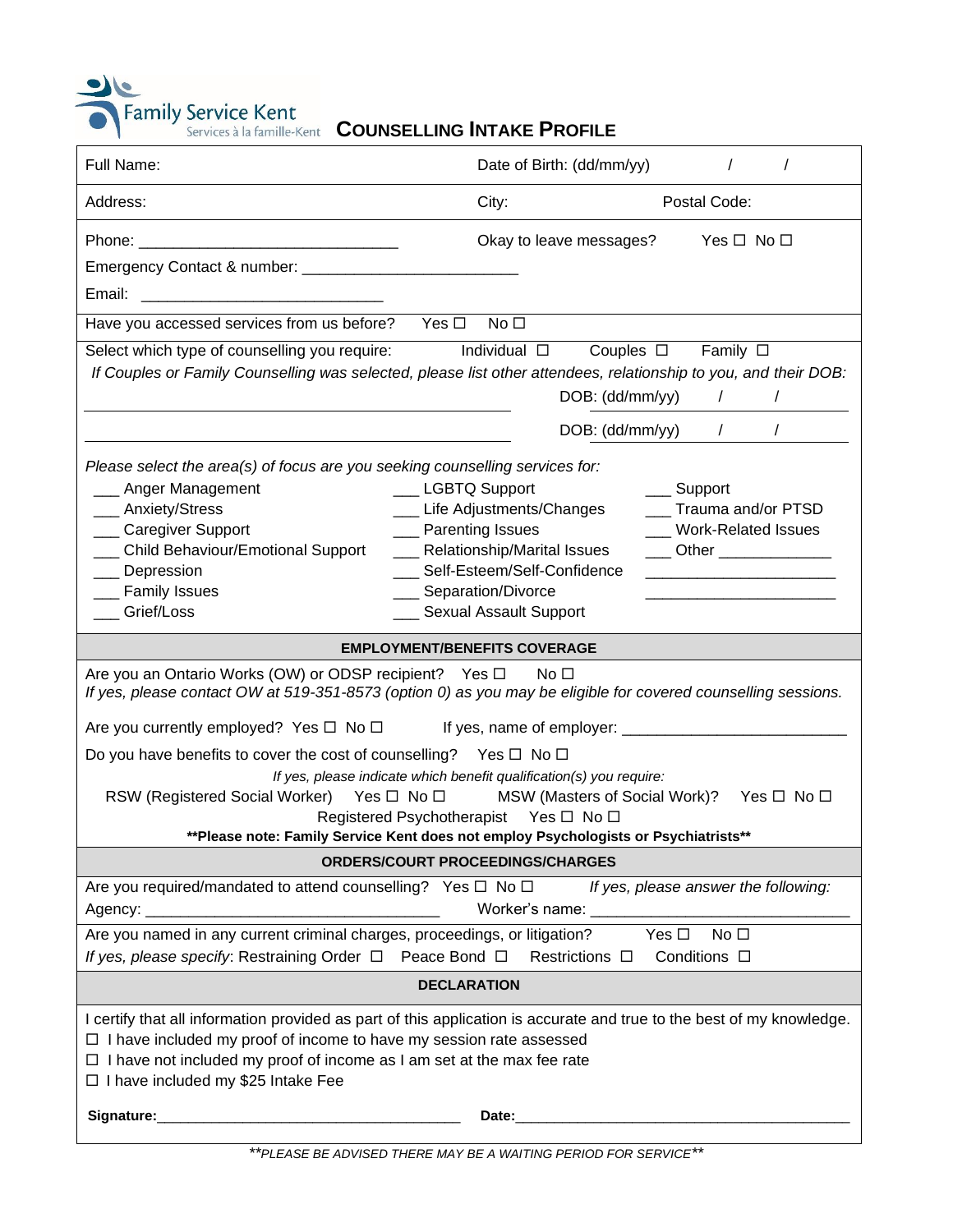Family Service Kent
Services à la famille-Kent

# COUNSELLING INTAKE PROFILE

Full Name: Date of Birth: (dd/mm/yy) / /

Address: City: Postal Code:

Phone: ______________________________ Okay to leave messages? Yes ☐ No ☐

Emergency Contact & number: ________________________

Email: ____________________________

Have you accessed services from us before? Yes ☐ No ☐

Select which type of counselling you require: Individual ☐ Couples ☐ Family ☐

*If Couples or Family Counselling was selected, please list other attendees, relationship to you, and their DOB:*

______________________________________________ DOB: (dd/mm/yy) / /

______________________________________________ DOB: (dd/mm/yy) / /

*Please select the area(s) of focus are you seeking counselling services for:*

___ Anger Management
___ Anxiety/Stress
___ Caregiver Support
___ Child Behaviour/Emotional Support
___ Depression
___ Family Issues
___ Grief/Loss
___ LGBTQ Support
___ Life Adjustments/Changes
___ Parenting Issues
___ Relationship/Marital Issues
___ Self-Esteem/Self-Confidence
___ Separation/Divorce
___ Sexual Assault Support
___ Support
___ Trauma and/or PTSD
___ Work-Related Issues
___ Other ____________
_____________________
_____________________

## EMPLOYMENT/BENEFITS COVERAGE

Are you an Ontario Works (OW) or ODSP recipient? Yes ☐ No ☐
*If yes, please contact OW at 519-351-8573 (option 0) as you may be eligible for covered counselling sessions.*

Are you currently employed? Yes ☐ No ☐ If yes, name of employer: _________________________

Do you have benefits to cover the cost of counselling? Yes ☐ No ☐

*If yes, please indicate which benefit qualification(s) you require:*

RSW (Registered Social Worker) Yes ☐ No ☐ MSW (Masters of Social Work)? Yes ☐ No ☐

Registered Psychotherapist Yes ☐ No ☐

**\*\*Please note: Family Service Kent does not employ Psychologists or Psychiatrists\*\***

## ORDERS/COURT PROCEEDINGS/CHARGES

Are you required/mandated to attend counselling? Yes ☐ No ☐ *If yes, please answer the following:*

Agency: _________________________________ Worker's name: _____________________________

Are you named in any current criminal charges, proceedings, or litigation? Yes ☐ No ☐

*If yes, please specify*: Restraining Order ☐ Peace Bond ☐ Restrictions ☐ Conditions ☐

## DECLARATION

I certify that all information provided as part of this application is accurate and true to the best of my knowledge.

☐ I have included my proof of income to have my session rate assessed
☐ I have not included my proof of income as I am set at the max fee rate
☐ I have included my $25 Intake Fee

**Signature:**____________________________________ **Date:**________________________________________

*\*\*PLEASE BE ADVISED THERE MAY BE A WAITING PERIOD FOR SERVICE\*\**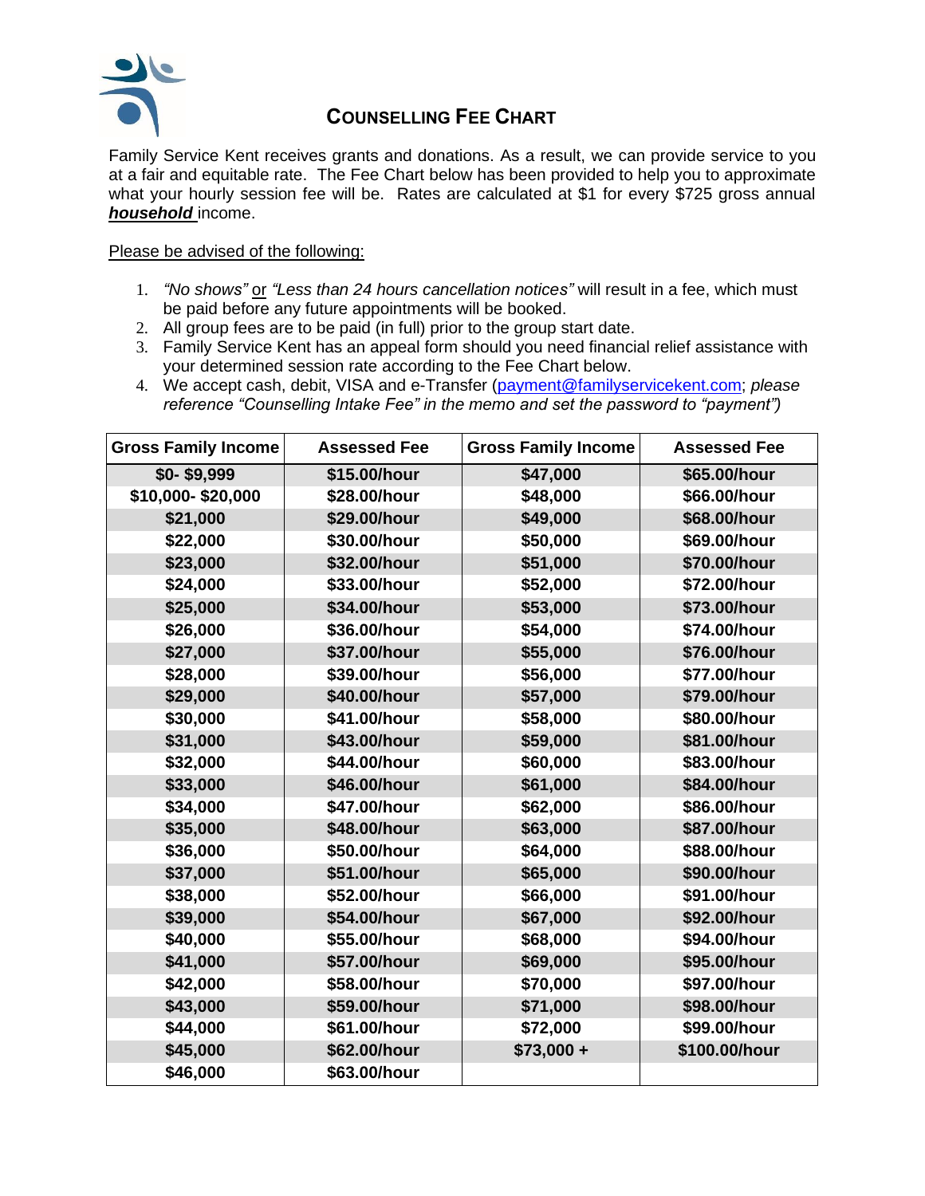# COUNSELLING FEE CHART

Family Service Kent receives grants and donations. As a result, we can provide service to you at a fair and equitable rate. The Fee Chart below has been provided to help you to approximate what your hourly session fee will be. Rates are calculated at $1 for every $725 gross annual ***household*** income.

Please be advised of the following:

1. *"No shows"* or *"Less than 24 hours cancellation notices"* will result in a fee, which must be paid before any future appointments will be booked.
2. All group fees are to be paid (in full) prior to the group start date.
3. Family Service Kent has an appeal form should you need financial relief assistance with your determined session rate according to the Fee Chart below.
4. We accept cash, debit, VISA and e-Transfer (payment@familyservicekent.com; *please reference "Counselling Intake Fee" in the memo and set the password to "payment")*

| Gross Family Income | Assessed Fee | Gross Family Income | Assessed Fee |
|---|---|---|---|
| $0- $9,999 | $15.00/hour | $47,000 | $65.00/hour |
| $10,000- $20,000 | $28.00/hour | $48,000 | $66.00/hour |
| $21,000 | $29.00/hour | $49,000 | $68.00/hour |
| $22,000 | $30.00/hour | $50,000 | $69.00/hour |
| $23,000 | $32.00/hour | $51,000 | $70.00/hour |
| $24,000 | $33.00/hour | $52,000 | $72.00/hour |
| $25,000 | $34.00/hour | $53,000 | $73.00/hour |
| $26,000 | $36.00/hour | $54,000 | $74.00/hour |
| $27,000 | $37.00/hour | $55,000 | $76.00/hour |
| $28,000 | $39.00/hour | $56,000 | $77.00/hour |
| $29,000 | $40.00/hour | $57,000 | $79.00/hour |
| $30,000 | $41.00/hour | $58,000 | $80.00/hour |
| $31,000 | $43.00/hour | $59,000 | $81.00/hour |
| $32,000 | $44.00/hour | $60,000 | $83.00/hour |
| $33,000 | $46.00/hour | $61,000 | $84.00/hour |
| $34,000 | $47.00/hour | $62,000 | $86.00/hour |
| $35,000 | $48.00/hour | $63,000 | $87.00/hour |
| $36,000 | $50.00/hour | $64,000 | $88.00/hour |
| $37,000 | $51.00/hour | $65,000 | $90.00/hour |
| $38,000 | $52.00/hour | $66,000 | $91.00/hour |
| $39,000 | $54.00/hour | $67,000 | $92.00/hour |
| $40,000 | $55.00/hour | $68,000 | $94.00/hour |
| $41,000 | $57.00/hour | $69,000 | $95.00/hour |
| $42,000 | $58.00/hour | $70,000 | $97.00/hour |
| $43,000 | $59.00/hour | $71,000 | $98.00/hour |
| $44,000 | $61.00/hour | $72,000 | $99.00/hour |
| $45,000 | $62.00/hour | $73,000 + | $100.00/hour |
| $46,000 | $63.00/hour | | |